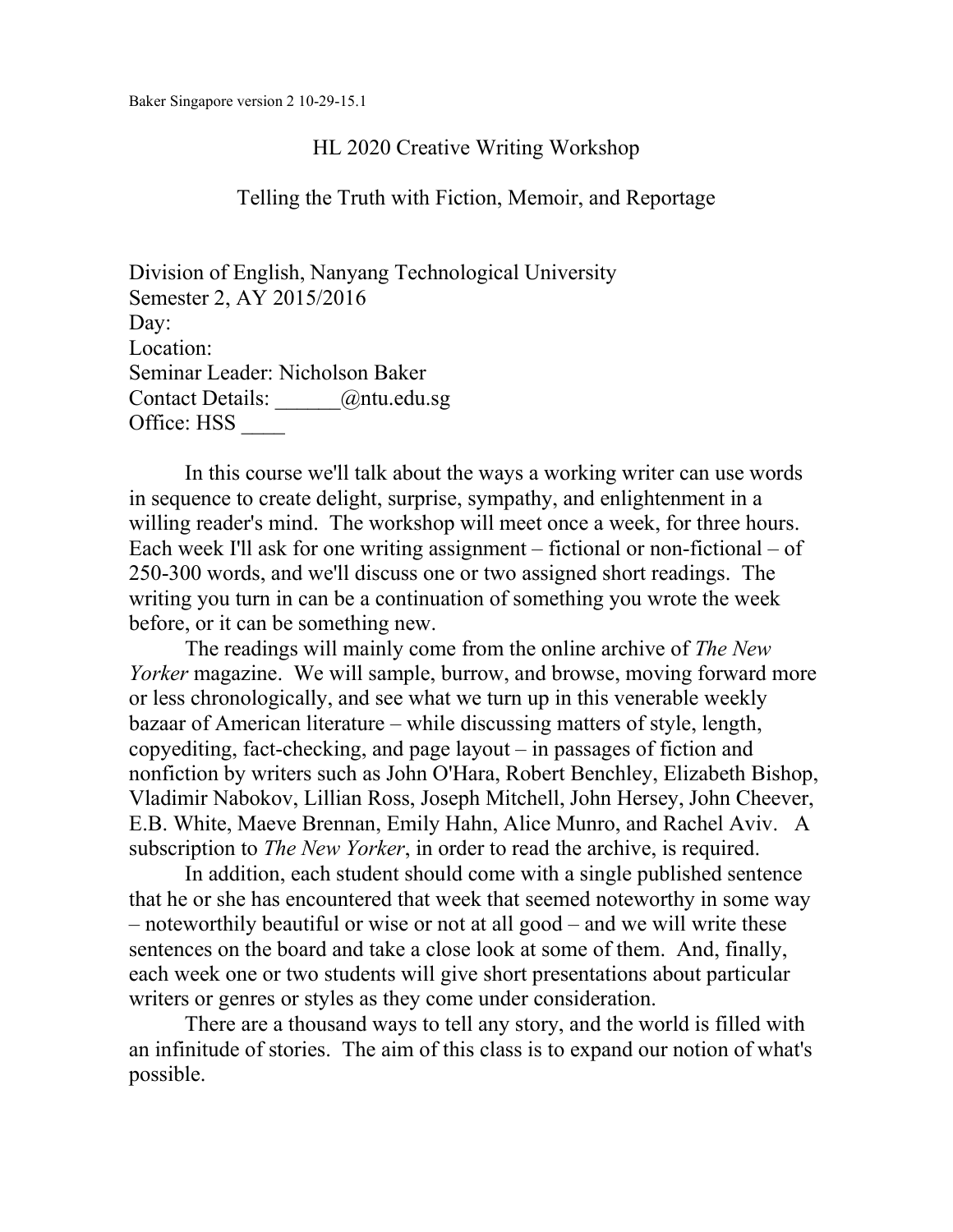Baker Singapore version 2 10-29-15.1

# HL 2020 Creative Writing Workshop

## Telling the Truth with Fiction, Memoir, and Reportage

Division of English, Nanyang Technological University
Semester 2, AY 2015/2016
Day:
Location:
Seminar Leader: Nicholson Baker
Contact Details: ______@ntu.edu.sg
Office: HSS ____

In this course we'll talk about the ways a working writer can use words in sequence to create delight, surprise, sympathy, and enlightenment in a willing reader's mind. The workshop will meet once a week, for three hours. Each week I'll ask for one writing assignment – fictional or non-fictional – of 250-300 words, and we'll discuss one or two assigned short readings. The writing you turn in can be a continuation of something you wrote the week before, or it can be something new.

The readings will mainly come from the online archive of *The New Yorker* magazine. We will sample, burrow, and browse, moving forward more or less chronologically, and see what we turn up in this venerable weekly bazaar of American literature – while discussing matters of style, length, copyediting, fact-checking, and page layout – in passages of fiction and nonfiction by writers such as John O'Hara, Robert Benchley, Elizabeth Bishop, Vladimir Nabokov, Lillian Ross, Joseph Mitchell, John Hersey, John Cheever, E.B. White, Maeve Brennan, Emily Hahn, Alice Munro, and Rachel Aviv. A subscription to *The New Yorker*, in order to read the archive, is required.

In addition, each student should come with a single published sentence that he or she has encountered that week that seemed noteworthy in some way – noteworthily beautiful or wise or not at all good – and we will write these sentences on the board and take a close look at some of them. And, finally, each week one or two students will give short presentations about particular writers or genres or styles as they come under consideration.

There are a thousand ways to tell any story, and the world is filled with an infinitude of stories. The aim of this class is to expand our notion of what's possible.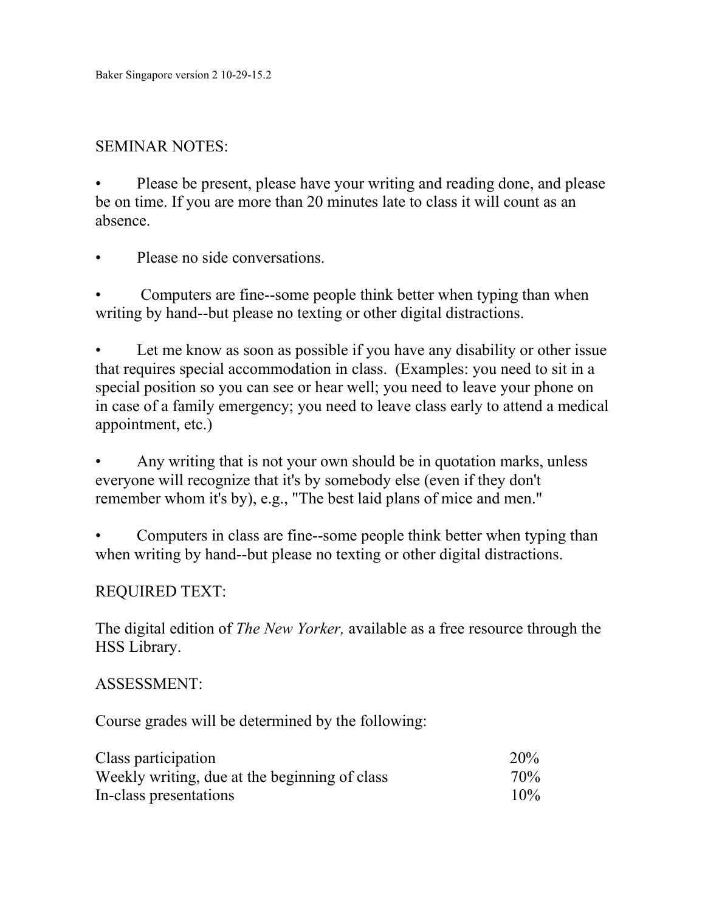SEMINAR NOTES:

- Please be present, please have your writing and reading done, and please be on time. If you are more than 20 minutes late to class it will count as an absence.

- Please no side conversations.

- Computers are fine--some people think better when typing than when writing by hand--but please no texting or other digital distractions.

- Let me know as soon as possible if you have any disability or other issue that requires special accommodation in class. (Examples: you need to sit in a special position so you can see or hear well; you need to leave your phone on in case of a family emergency; you need to leave class early to attend a medical appointment, etc.)

- Any writing that is not your own should be in quotation marks, unless everyone will recognize that it's by somebody else (even if they don't remember whom it's by), e.g., "The best laid plans of mice and men."

- Computers in class are fine--some people think better when typing than when writing by hand--but please no texting or other digital distractions.

REQUIRED TEXT:

The digital edition of *The New Yorker,* available as a free resource through the HSS Library.

ASSESSMENT:

Course grades will be determined by the following:

| | |
|---|---|
| Class participation | 20% |
| Weekly writing, due at the beginning of class | 70% |
| In-class presentations | 10% |